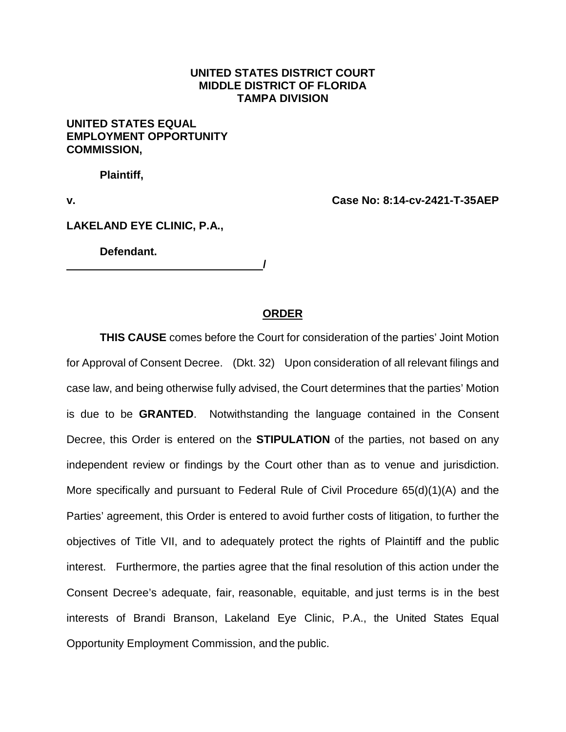**UNITED STATES DISTRICT COURT**
**MIDDLE DISTRICT OF FLORIDA**
**TAMPA DIVISION**

**UNITED STATES EQUAL EMPLOYMENT OPPORTUNITY COMMISSION,**

**Plaintiff,**

**v.** **Case No: 8:14-cv-2421-T-35AEP**

**LAKELAND EYE CLINIC, P.A.,**

**Defendant.**
**_______________________________/**

## ORDER

**THIS CAUSE** comes before the Court for consideration of the parties' Joint Motion for Approval of Consent Decree. (Dkt. 32) Upon consideration of all relevant filings and case law, and being otherwise fully advised, the Court determines that the parties' Motion is due to be **GRANTED**. Notwithstanding the language contained in the Consent Decree, this Order is entered on the **STIPULATION** of the parties, not based on any independent review or findings by the Court other than as to venue and jurisdiction. More specifically and pursuant to Federal Rule of Civil Procedure 65(d)(1)(A) and the Parties' agreement, this Order is entered to avoid further costs of litigation, to further the objectives of Title VII, and to adequately protect the rights of Plaintiff and the public interest. Furthermore, the parties agree that the final resolution of this action under the Consent Decree's adequate, fair, reasonable, equitable, and just terms is in the best interests of Brandi Branson, Lakeland Eye Clinic, P.A., the United States Equal Opportunity Employment Commission, and the public.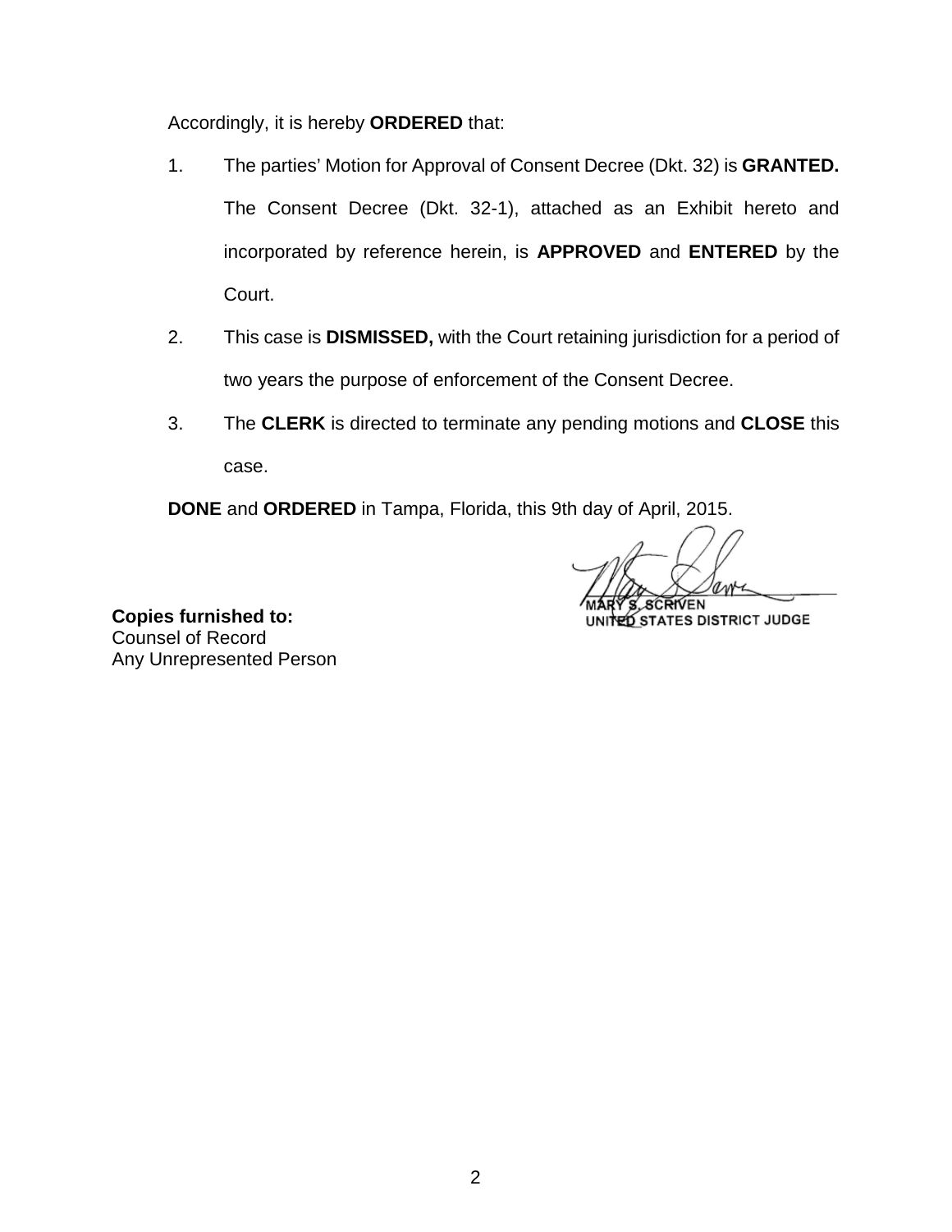Accordingly, it is hereby **ORDERED** that:

1. The parties' Motion for Approval of Consent Decree (Dkt. 32) is **GRANTED.** The Consent Decree (Dkt. 32-1), attached as an Exhibit hereto and incorporated by reference herein, is **APPROVED** and **ENTERED** by the Court.

2. This case is **DISMISSED,** with the Court retaining jurisdiction for a period of two years the purpose of enforcement of the Consent Decree.

3. The **CLERK** is directed to terminate any pending motions and **CLOSE** this case.

**DONE** and **ORDERED** in Tampa, Florida, this 9th day of April, 2015.

MARY S. SCRIVEN
UNITED STATES DISTRICT JUDGE

**Copies furnished to:**
Counsel of Record
Any Unrepresented Person